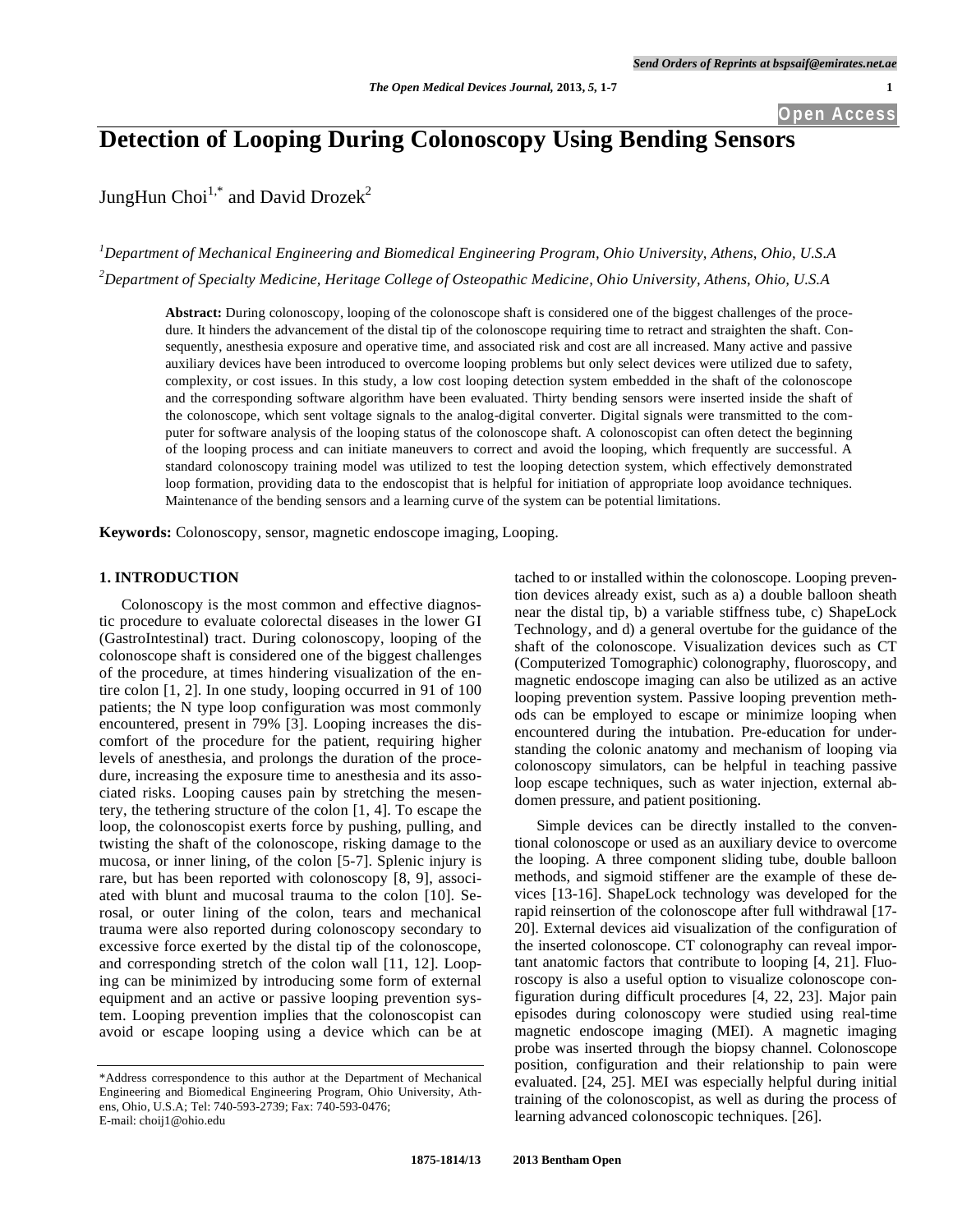# Detection of Looping During Colonoscopy Using Bending Sensors

JungHun Choi[1,*] and David Drozek[2]

[1]*Department of Mechanical Engineering and Biomedical Engineering Program, Ohio University, Athens, Ohio, U.S.A*

[2]*Department of Specialty Medicine, Heritage College of Osteopathic Medicine, Ohio University, Athens, Ohio, U.S.A*

**Abstract:** During colonoscopy, looping of the colonoscope shaft is considered one of the biggest challenges of the procedure. It hinders the advancement of the distal tip of the colonoscope requiring time to retract and straighten the shaft. Consequently, anesthesia exposure and operative time, and associated risk and cost are all increased. Many active and passive auxiliary devices have been introduced to overcome looping problems but only select devices were utilized due to safety, complexity, or cost issues. In this study, a low cost looping detection system embedded in the shaft of the colonoscope and the corresponding software algorithm have been evaluated. Thirty bending sensors were inserted inside the shaft of the colonoscope, which sent voltage signals to the analog-digital converter. Digital signals were transmitted to the computer for software analysis of the looping status of the colonoscope shaft. A colonoscopist can often detect the beginning of the looping process and can initiate maneuvers to correct and avoid the looping, which frequently are successful. A standard colonoscopy training model was utilized to test the looping detection system, which effectively demonstrated loop formation, providing data to the endoscopist that is helpful for initiation of appropriate loop avoidance techniques. Maintenance of the bending sensors and a learning curve of the system can be potential limitations.

**Keywords:** Colonoscopy, sensor, magnetic endoscope imaging, Looping.

## 1. INTRODUCTION

Colonoscopy is the most common and effective diagnostic procedure to evaluate colorectal diseases in the lower GI (GastroIntestinal) tract. During colonoscopy, looping of the colonoscope shaft is considered one of the biggest challenges of the procedure, at times hindering visualization of the entire colon [1, 2]. In one study, looping occurred in 91 of 100 patients; the N type loop configuration was most commonly encountered, present in 79% [3]. Looping increases the discomfort of the procedure for the patient, requiring higher levels of anesthesia, and prolongs the duration of the procedure, increasing the exposure time to anesthesia and its associated risks. Looping causes pain by stretching the mesentery, the tethering structure of the colon [1, 4]. To escape the loop, the colonoscopist exerts force by pushing, pulling, and twisting the shaft of the colonoscope, risking damage to the mucosa, or inner lining, of the colon [5-7]. Splenic injury is rare, but has been reported with colonoscopy [8, 9], associated with blunt and mucosal trauma to the colon [10]. Serosal, or outer lining of the colon, tears and mechanical trauma were also reported during colonoscopy secondary to excessive force exerted by the distal tip of the colonoscope, and corresponding stretch of the colon wall [11, 12]. Looping can be minimized by introducing some form of external equipment and an active or passive looping prevention system. Looping prevention implies that the colonoscopist can avoid or escape looping using a device which can be attached to or installed within the colonoscope. Looping prevention devices already exist, such as a) a double balloon sheath near the distal tip, b) a variable stiffness tube, c) ShapeLock Technology, and d) a general overtube for the guidance of the shaft of the colonoscope. Visualization devices such as CT (Computerized Tomographic) colonography, fluoroscopy, and magnetic endoscope imaging can also be utilized as an active looping prevention system. Passive looping prevention methods can be employed to escape or minimize looping when encountered during the intubation. Pre-education for understanding the colonic anatomy and mechanism of looping via colonoscopy simulators, can be helpful in teaching passive loop escape techniques, such as water injection, external abdomen pressure, and patient positioning.

Simple devices can be directly installed to the conventional colonoscope or used as an auxiliary device to overcome the looping. A three component sliding tube, double balloon methods, and sigmoid stiffener are the example of these devices [13-16]. ShapeLock technology was developed for the rapid reinsertion of the colonoscope after full withdrawal [17-20]. External devices aid visualization of the configuration of the inserted colonoscope. CT colonography can reveal important anatomic factors that contribute to looping [4, 21]. Fluoroscopy is also a useful option to visualize colonoscope configuration during difficult procedures [4, 22, 23]. Major pain episodes during colonoscopy were studied using real-time magnetic endoscope imaging (MEI). A magnetic imaging probe was inserted through the biopsy channel. Colonoscope position, configuration and their relationship to pain were evaluated. [24, 25]. MEI was especially helpful during initial training of the colonoscopist, as well as during the process of learning advanced colonoscopic techniques. [26].

*Address correspondence to this author at the Department of Mechanical Engineering and Biomedical Engineering Program, Ohio University, Athens, Ohio, U.S.A; Tel: 740-593-2739; Fax: 740-593-0476; E-mail: choij1@ohio.edu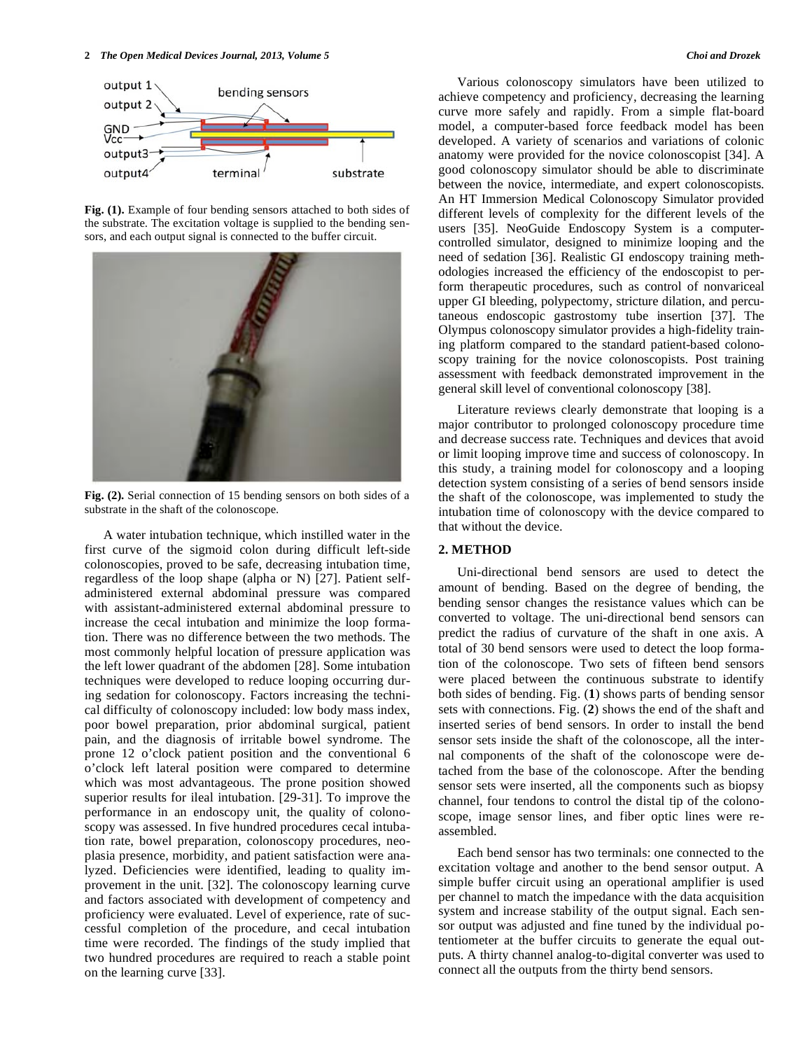**Fig. (1).** Example of four bending sensors attached to both sides of the substrate. The excitation voltage is supplied to the bending sensors, and each output signal is connected to the buffer circuit.

**Fig. (2).** Serial connection of 15 bending sensors on both sides of a substrate in the shaft of the colonoscope.

A water intubation technique, which instilled water in the first curve of the sigmoid colon during difficult left-side colonoscopies, proved to be safe, decreasing intubation time, regardless of the loop shape (alpha or N) [27]. Patient self-administered external abdominal pressure was compared with assistant-administered external abdominal pressure to increase the cecal intubation and minimize the loop formation. There was no difference between the two methods. The most commonly helpful location of pressure application was the left lower quadrant of the abdomen [28]. Some intubation techniques were developed to reduce looping occurring during sedation for colonoscopy. Factors increasing the technical difficulty of colonoscopy included: low body mass index, poor bowel preparation, prior abdominal surgical, patient pain, and the diagnosis of irritable bowel syndrome. The prone 12 o'clock patient position and the conventional 6 o'clock left lateral position were compared to determine which was most advantageous. The prone position showed superior results for ileal intubation. [29-31]. To improve the performance in an endoscopy unit, the quality of colonoscopy was assessed. In five hundred procedures cecal intubation rate, bowel preparation, colonoscopy procedures, neoplasia presence, morbidity, and patient satisfaction were analyzed. Deficiencies were identified, leading to quality improvement in the unit. [32]. The colonoscopy learning curve and factors associated with development of competency and proficiency were evaluated. Level of experience, rate of successful completion of the procedure, and cecal intubation time were recorded. The findings of the study implied that two hundred procedures are required to reach a stable point on the learning curve [33].

Various colonoscopy simulators have been utilized to achieve competency and proficiency, decreasing the learning curve more safely and rapidly. From a simple flat-board model, a computer-based force feedback model has been developed. A variety of scenarios and variations of colonic anatomy were provided for the novice colonoscopist [34]. A good colonoscopy simulator should be able to discriminate between the novice, intermediate, and expert colonoscopists. An HT Immersion Medical Colonoscopy Simulator provided different levels of complexity for the different levels of the users [35]. NeoGuide Endoscopy System is a computer-controlled simulator, designed to minimize looping and the need of sedation [36]. Realistic GI endoscopy training methodologies increased the efficiency of the endoscopist to perform therapeutic procedures, such as control of nonvariceal upper GI bleeding, polypectomy, stricture dilation, and percutaneous endoscopic gastrostomy tube insertion [37]. The Olympus colonoscopy simulator provides a high-fidelity training platform compared to the standard patient-based colonoscopy training for the novice colonoscopists. Post training assessment with feedback demonstrated improvement in the general skill level of conventional colonoscopy [38].

Literature reviews clearly demonstrate that looping is a major contributor to prolonged colonoscopy procedure time and decrease success rate. Techniques and devices that avoid or limit looping improve time and success of colonoscopy. In this study, a training model for colonoscopy and a looping detection system consisting of a series of bend sensors inside the shaft of the colonoscope, was implemented to study the intubation time of colonoscopy with the device compared to that without the device.

## 2. METHOD

Uni-directional bend sensors are used to detect the amount of bending. Based on the degree of bending, the bending sensor changes the resistance values which can be converted to voltage. The uni-directional bend sensors can predict the radius of curvature of the shaft in one axis. A total of 30 bend sensors were used to detect the loop formation of the colonoscope. Two sets of fifteen bend sensors were placed between the continuous substrate to identify both sides of bending. Fig. (**1**) shows parts of bending sensor sets with connections. Fig. (**2**) shows the end of the shaft and inserted series of bend sensors. In order to install the bend sensor sets inside the shaft of the colonoscope, all the internal components of the shaft of the colonoscope were detached from the base of the colonoscope. After the bending sensor sets were inserted, all the components such as biopsy channel, four tendons to control the distal tip of the colonoscope, image sensor lines, and fiber optic lines were reassembled.

Each bend sensor has two terminals: one connected to the excitation voltage and another to the bend sensor output. A simple buffer circuit using an operational amplifier is used per channel to match the impedance with the data acquisition system and increase stability of the output signal. Each sensor output was adjusted and fine tuned by the individual potentiometer at the buffer circuits to generate the equal outputs. A thirty channel analog-to-digital converter was used to connect all the outputs from the thirty bend sensors.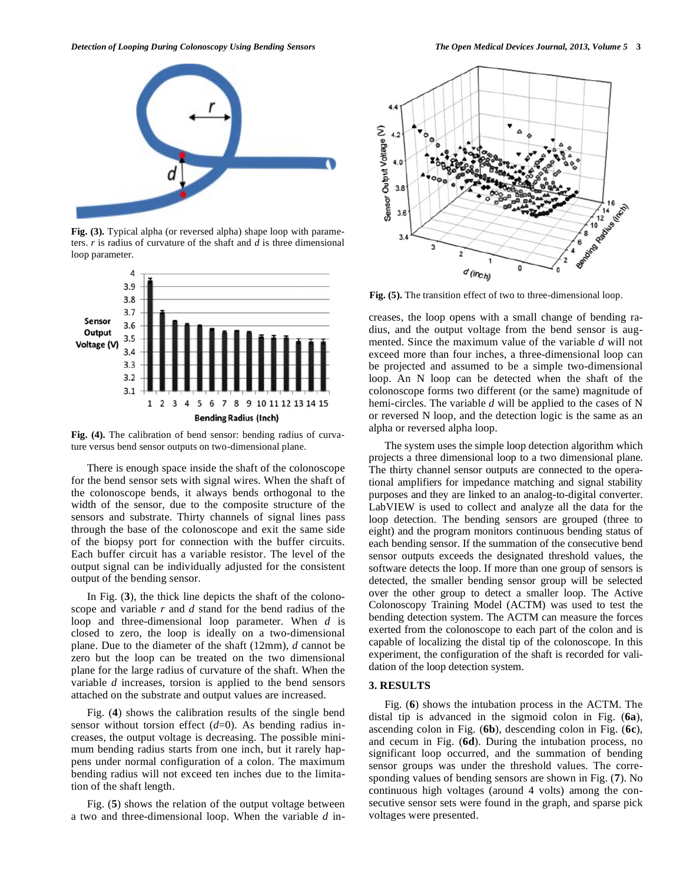Fig. (3). Typical alpha (or reversed alpha) shape loop with parameters. $r$ is radius of curvature of the shaft and $d$ is three dimensional loop parameter.

Fig. (4). The calibration of bend sensor: bending radius of curvature versus bend sensor outputs on two-dimensional plane.

There is enough space inside the shaft of the colonoscope for the bend sensor sets with signal wires. When the shaft of the colonoscope bends, it always bends orthogonal to the width of the sensor, due to the composite structure of the sensors and substrate. Thirty channels of signal lines pass through the base of the colonoscope and exit the same side of the biopsy port for connection with the buffer circuits. Each buffer circuit has a variable resistor. The level of the output signal can be individually adjusted for the consistent output of the bending sensor.

In Fig. (**3**), the thick line depicts the shaft of the colonoscope and variable $r$ and $d$ stand for the bend radius of the loop and three-dimensional loop parameter. When $d$ is closed to zero, the loop is ideally on a two-dimensional plane. Due to the diameter of the shaft (12mm), $d$ cannot be zero but the loop can be treated on the two dimensional plane for the large radius of curvature of the shaft. When the variable $d$ increases, torsion is applied to the bend sensors attached on the substrate and output values are increased.

Fig. (**4**) shows the calibration results of the single bend sensor without torsion effect ($d$=0). As bending radius increases, the output voltage is decreasing. The possible minimum bending radius starts from one inch, but it rarely happens under normal configuration of a colon. The maximum bending radius will not exceed ten inches due to the limitation of the shaft length.

Fig. (**5**) shows the relation of the output voltage between a two and three-dimensional loop. When the variable $d$ increases, the loop opens with a small change of bending radius, and the output voltage from the bend sensor is augmented. Since the maximum value of the variable $d$ will not exceed more than four inches, a three-dimensional loop can be projected and assumed to be a simple two-dimensional loop. An N loop can be detected when the shaft of the colonoscope forms two different (or the same) magnitude of hemi-circles. The variable $d$ will be applied to the cases of N or reversed N loop, and the detection logic is the same as an alpha or reversed alpha loop.

Fig. (5). The transition effect of two to three-dimensional loop.

The system uses the simple loop detection algorithm which projects a three dimensional loop to a two dimensional plane. The thirty channel sensor outputs are connected to the operational amplifiers for impedance matching and signal stability purposes and they are linked to an analog-to-digital converter. LabVIEW is used to collect and analyze all the data for the loop detection. The bending sensors are grouped (three to eight) and the program monitors continuous bending status of each bending sensor. If the summation of the consecutive bend sensor outputs exceeds the designated threshold values, the software detects the loop. If more than one group of sensors is detected, the smaller bending sensor group will be selected over the other group to detect a smaller loop. The Active Colonoscopy Training Model (ACTM) was used to test the bending detection system. The ACTM can measure the forces exerted from the colonoscope to each part of the colon and is capable of localizing the distal tip of the colonoscope. In this experiment, the configuration of the shaft is recorded for validation of the loop detection system.

## 3. RESULTS

Fig. (**6**) shows the intubation process in the ACTM. The distal tip is advanced in the sigmoid colon in Fig. (**6a**), ascending colon in Fig. (**6b**), descending colon in Fig. (**6c**), and cecum in Fig. (**6d**). During the intubation process, no significant loop occurred, and the summation of bending sensor groups was under the threshold values. The corresponding values of bending sensors are shown in Fig. (**7**). No continuous high voltages (around 4 volts) among the consecutive sensor sets were found in the graph, and sparse pick voltages were presented.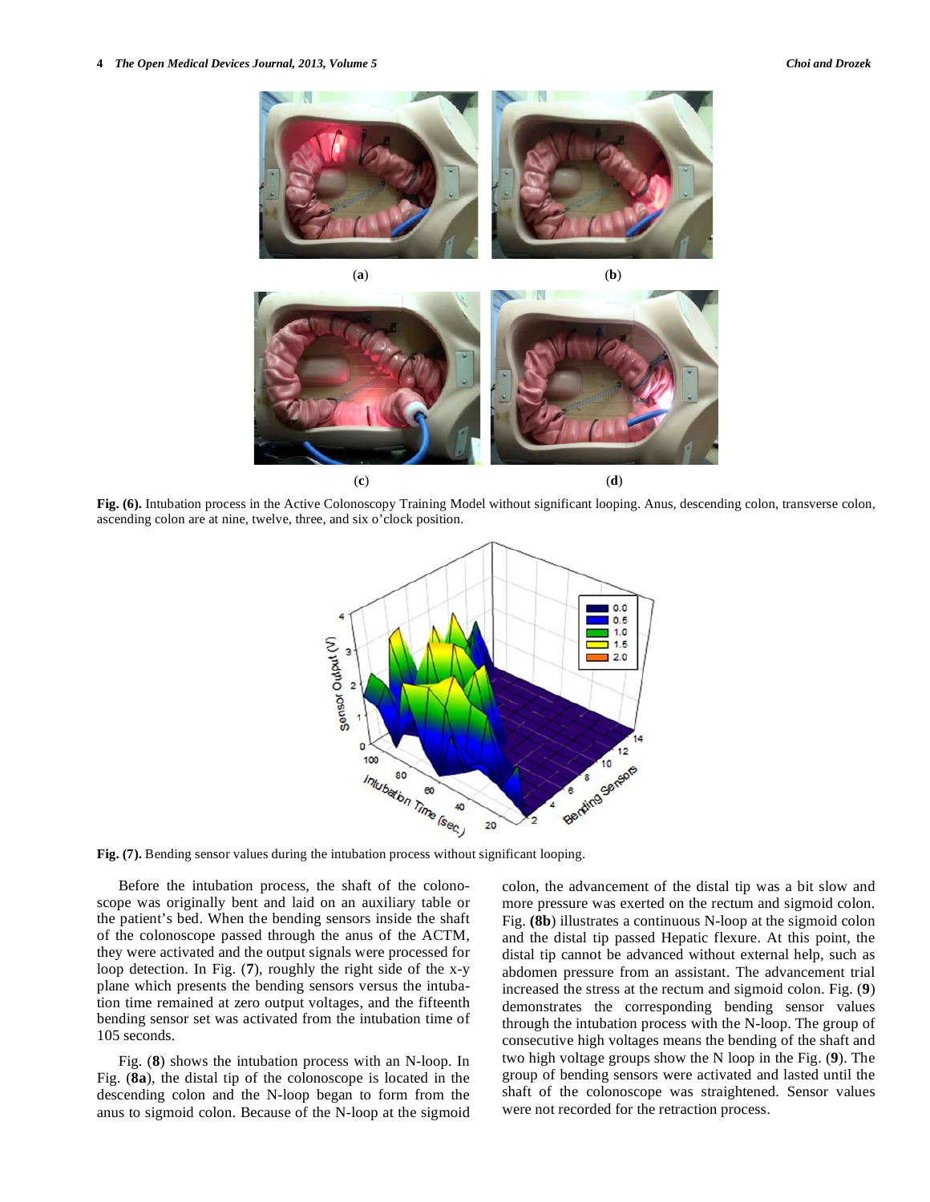(**a**) (**b**)

(**c**) (**d**)

**Fig. (6).** Intubation process in the Active Colonoscopy Training Model without significant looping. Anus, descending colon, transverse colon, ascending colon are at nine, twelve, three, and six o'clock position.

**Fig. (7).** Bending sensor values during the intubation process without significant looping.

Before the intubation process, the shaft of the colonoscope was originally bent and laid on an auxiliary table or the patient's bed. When the bending sensors inside the shaft of the colonoscope passed through the anus of the ACTM, they were activated and the output signals were processed for loop detection. In Fig. (**7**), roughly the right side of the x-y plane which presents the bending sensors versus the intubation time remained at zero output voltages, and the fifteenth bending sensor set was activated from the intubation time of 105 seconds.

Fig. (**8**) shows the intubation process with an N-loop. In Fig. (**8a**), the distal tip of the colonoscope is located in the descending colon and the N-loop began to form from the anus to sigmoid colon. Because of the N-loop at the sigmoid colon, the advancement of the distal tip was a bit slow and more pressure was exerted on the rectum and sigmoid colon. Fig. **(8b**) illustrates a continuous N-loop at the sigmoid colon and the distal tip passed Hepatic flexure. At this point, the distal tip cannot be advanced without external help, such as abdomen pressure from an assistant. The advancement trial increased the stress at the rectum and sigmoid colon. Fig. (**9**) demonstrates the corresponding bending sensor values through the intubation process with the N-loop. The group of consecutive high voltages means the bending of the shaft and two high voltage groups show the N loop in the Fig. (**9**). The group of bending sensors were activated and lasted until the shaft of the colonoscope was straightened. Sensor values were not recorded for the retraction process.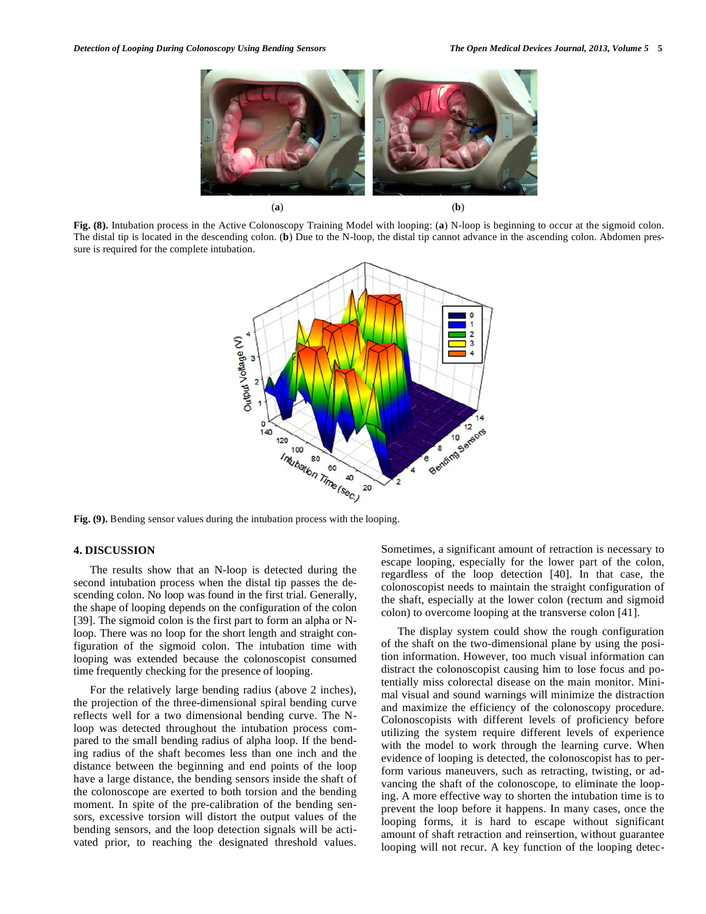(a) (b)

**Fig. (8).** Intubation process in the Active Colonoscopy Training Model with looping: (**a**) N-loop is beginning to occur at the sigmoid colon. The distal tip is located in the descending colon. (**b**) Due to the N-loop, the distal tip cannot advance in the ascending colon. Abdomen pressure is required for the complete intubation.

**Fig. (9).** Bending sensor values during the intubation process with the looping.

## 4. DISCUSSION

The results show that an N-loop is detected during the second intubation process when the distal tip passes the descending colon. No loop was found in the first trial. Generally, the shape of looping depends on the configuration of the colon [39]. The sigmoid colon is the first part to form an alpha or N-loop. There was no loop for the short length and straight configuration of the sigmoid colon. The intubation time with looping was extended because the colonoscopist consumed time frequently checking for the presence of looping.

For the relatively large bending radius (above 2 inches), the projection of the three-dimensional spiral bending curve reflects well for a two dimensional bending curve. The N-loop was detected throughout the intubation process compared to the small bending radius of alpha loop. If the bending radius of the shaft becomes less than one inch and the distance between the beginning and end points of the loop have a large distance, the bending sensors inside the shaft of the colonoscope are exerted to both torsion and the bending moment. In spite of the pre-calibration of the bending sensors, excessive torsion will distort the output values of the bending sensors, and the loop detection signals will be activated prior, to reaching the designated threshold values. Sometimes, a significant amount of retraction is necessary to escape looping, especially for the lower part of the colon, regardless of the loop detection [40]. In that case, the colonoscopist needs to maintain the straight configuration of the shaft, especially at the lower colon (rectum and sigmoid colon) to overcome looping at the transverse colon [41].

The display system could show the rough configuration of the shaft on the two-dimensional plane by using the position information. However, too much visual information can distract the colonoscopist causing him to lose focus and potentially miss colorectal disease on the main monitor. Minimal visual and sound warnings will minimize the distraction and maximize the efficiency of the colonoscopy procedure. Colonoscopists with different levels of proficiency before utilizing the system require different levels of experience with the model to work through the learning curve. When evidence of looping is detected, the colonoscopist has to perform various maneuvers, such as retracting, twisting, or advancing the shaft of the colonoscope, to eliminate the looping. A more effective way to shorten the intubation time is to prevent the loop before it happens. In many cases, once the looping forms, it is hard to escape without significant amount of shaft retraction and reinsertion, without guarantee looping will not recur. A key function of the looping detec-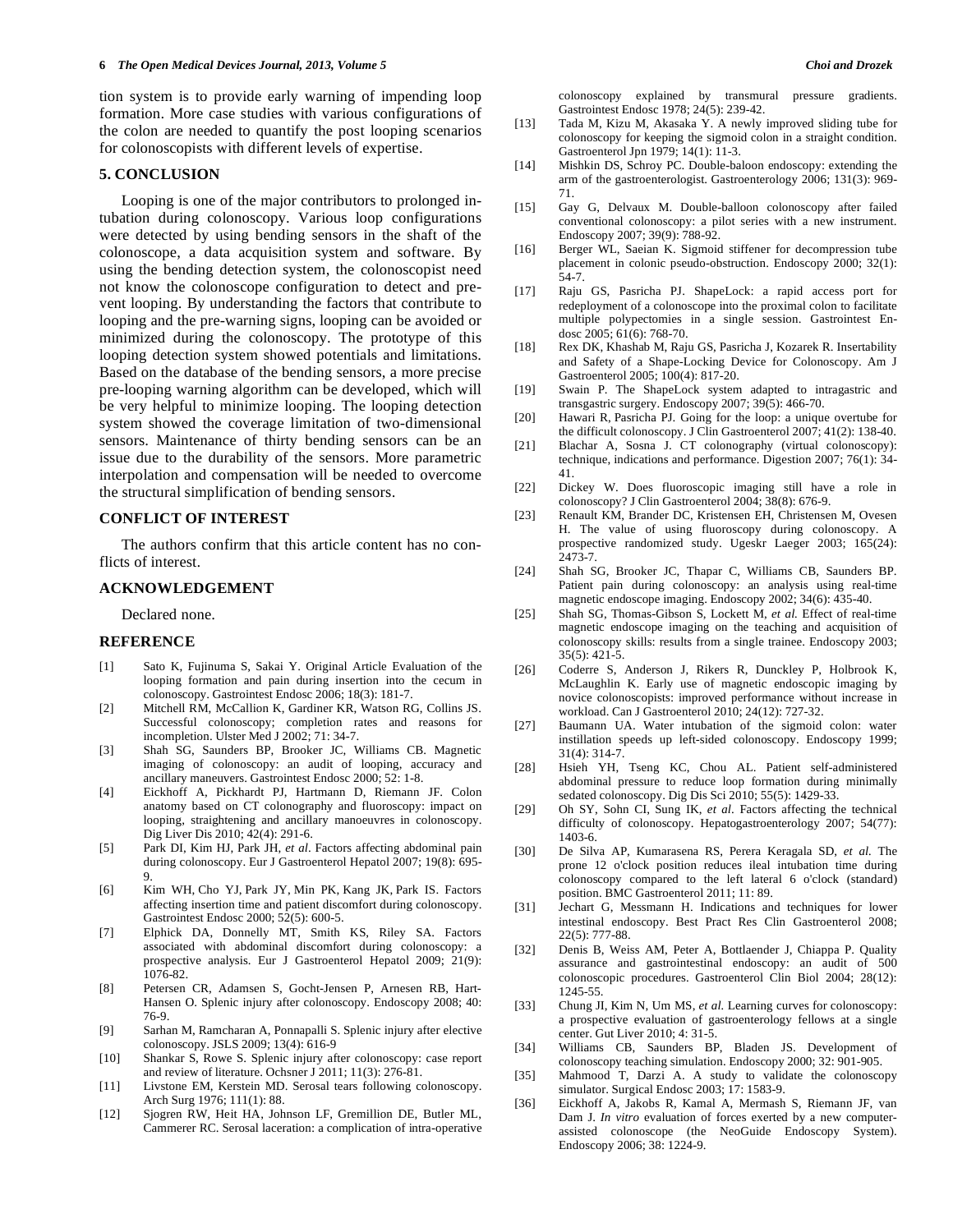tion system is to provide early warning of impending loop formation. More case studies with various configurations of the colon are needed to quantify the post looping scenarios for colonoscopists with different levels of expertise.

## 5. CONCLUSION

Looping is one of the major contributors to prolonged intubation during colonoscopy. Various loop configurations were detected by using bending sensors in the shaft of the colonoscope, a data acquisition system and software. By using the bending detection system, the colonoscopist need not know the colonoscope configuration to detect and prevent looping. By understanding the factors that contribute to looping and the pre-warning signs, looping can be avoided or minimized during the colonoscopy. The prototype of this looping detection system showed potentials and limitations. Based on the database of the bending sensors, a more precise pre-looping warning algorithm can be developed, which will be very helpful to minimize looping. The looping detection system showed the coverage limitation of two-dimensional sensors. Maintenance of thirty bending sensors can be an issue due to the durability of the sensors. More parametric interpolation and compensation will be needed to overcome the structural simplification of bending sensors.

## CONFLICT OF INTEREST

The authors confirm that this article content has no conflicts of interest.

## ACKNOWLEDGEMENT

Declared none.

## REFERENCE

[1] Sato K, Fujinuma S, Sakai Y. Original Article Evaluation of the looping formation and pain during insertion into the cecum in colonoscopy. Gastrointest Endosc 2006; 18(3): 181-7.

[2] Mitchell RM, McCallion K, Gardiner KR, Watson RG, Collins JS. Successful colonoscopy; completion rates and reasons for incompletion. Ulster Med J 2002; 71: 34-7.

[3] Shah SG, Saunders BP, Brooker JC, Williams CB. Magnetic imaging of colonoscopy: an audit of looping, accuracy and ancillary maneuvers. Gastrointest Endosc 2000; 52: 1-8.

[4] Eickhoff A, Pickhardt PJ, Hartmann D, Riemann JF. Colon anatomy based on CT colonography and fluoroscopy: impact on looping, straightening and ancillary manoeuvres in colonoscopy. Dig Liver Dis 2010; 42(4): 291-6.

[5] Park DI, Kim HJ, Park JH, *et al*. Factors affecting abdominal pain during colonoscopy. Eur J Gastroenterol Hepatol 2007; 19(8): 695-9.

[6] Kim WH, Cho YJ, Park JY, Min PK, Kang JK, Park IS. Factors affecting insertion time and patient discomfort during colonoscopy. Gastrointest Endosc 2000; 52(5): 600-5.

[7] Elphick DA, Donnelly MT, Smith KS, Riley SA. Factors associated with abdominal discomfort during colonoscopy: a prospective analysis. Eur J Gastroenterol Hepatol 2009; 21(9): 1076-82.

[8] Petersen CR, Adamsen S, Gocht-Jensen P, Arnesen RB, Hart-Hansen O. Splenic injury after colonoscopy. Endoscopy 2008; 40: 76-9.

[9] Sarhan M, Ramcharan A, Ponnapalli S. Splenic injury after elective colonoscopy. JSLS 2009; 13(4): 616-9

[10] Shankar S, Rowe S. Splenic injury after colonoscopy: case report and review of literature. Ochsner J 2011; 11(3): 276-81.

[11] Livstone EM, Kerstein MD. Serosal tears following colonoscopy. Arch Surg 1976; 111(1): 88.

[12] Sjogren RW, Heit HA, Johnson LF, Gremillion DE, Butler ML, Cammerer RC. Serosal laceration: a complication of intra-operative colonoscopy explained by transmural pressure gradients. Gastrointest Endosc 1978; 24(5): 239-42.

[13] Tada M, Kizu M, Akasaka Y. A newly improved sliding tube for colonoscopy for keeping the sigmoid colon in a straight condition. Gastroenterol Jpn 1979; 14(1): 11-3.

[14] Mishkin DS, Schroy PC. Double-baloon endoscopy: extending the arm of the gastroenterologist. Gastroenterology 2006; 131(3): 969-71.

[15] Gay G, Delvaux M. Double-balloon colonoscopy after failed conventional colonoscopy: a pilot series with a new instrument. Endoscopy 2007; 39(9): 788-92.

[16] Berger WL, Saeian K. Sigmoid stiffener for decompression tube placement in colonic pseudo-obstruction. Endoscopy 2000; 32(1): 54-7.

[17] Raju GS, Pasricha PJ. ShapeLock: a rapid access port for redeployment of a colonoscope into the proximal colon to facilitate multiple polypectomies in a single session. Gastrointest Endosc 2005; 61(6): 768-70.

[18] Rex DK, Khashab M, Raju GS, Pasricha J, Kozarek R. Insertability and Safety of a Shape-Locking Device for Colonoscopy. Am J Gastroenterol 2005; 100(4): 817-20.

[19] Swain P. The ShapeLock system adapted to intragastric and transgastric surgery. Endoscopy 2007; 39(5): 466-70.

[20] Hawari R, Pasricha PJ. Going for the loop: a unique overtube for the difficult colonoscopy. J Clin Gastroenterol 2007; 41(2): 138-40.

[21] Blachar A, Sosna J. CT colonography (virtual colonoscopy): technique, indications and performance. Digestion 2007; 76(1): 34-41.

[22] Dickey W. Does fluoroscopic imaging still have a role in colonoscopy? J Clin Gastroenterol 2004; 38(8): 676-9.

[23] Renault KM, Brander DC, Kristensen EH, Christensen M, Ovesen H. The value of using fluoroscopy during colonoscopy. A prospective randomized study. Ugeskr Laeger 2003; 165(24): 2473-7.

[24] Shah SG, Brooker JC, Thapar C, Williams CB, Saunders BP. Patient pain during colonoscopy: an analysis using real-time magnetic endoscope imaging. Endoscopy 2002; 34(6): 435-40.

[25] Shah SG, Thomas-Gibson S, Lockett M, *et al.* Effect of real-time magnetic endoscope imaging on the teaching and acquisition of colonoscopy skills: results from a single trainee. Endoscopy 2003; 35(5): 421-5.

[26] Coderre S, Anderson J, Rikers R, Dunckley P, Holbrook K, McLaughlin K. Early use of magnetic endoscopic imaging by novice colonoscopists: improved performance without increase in workload. Can J Gastroenterol 2010; 24(12): 727-32.

[27] Baumann UA. Water intubation of the sigmoid colon: water instillation speeds up left-sided colonoscopy. Endoscopy 1999; 31(4): 314-7.

[28] Hsieh YH, Tseng KC, Chou AL. Patient self-administered abdominal pressure to reduce loop formation during minimally sedated colonoscopy. Dig Dis Sci 2010; 55(5): 1429-33.

[29] Oh SY, Sohn CI, Sung IK, *et al*. Factors affecting the technical difficulty of colonoscopy. Hepatogastroenterology 2007; 54(77): 1403-6.

[30] De Silva AP, Kumarasena RS, Perera Keragala SD, *et al.* The prone 12 o'clock position reduces ileal intubation time during colonoscopy compared to the left lateral 6 o'clock (standard) position. BMC Gastroenterol 2011; 11: 89.

[31] Jechart G, Messmann H. Indications and techniques for lower intestinal endoscopy. Best Pract Res Clin Gastroenterol 2008; 22(5): 777-88.

[32] Denis B, Weiss AM, Peter A, Bottlaender J, Chiappa P. Quality assurance and gastrointestinal endoscopy: an audit of 500 colonoscopic procedures. Gastroenterol Clin Biol 2004; 28(12): 1245-55.

[33] Chung JI, Kim N, Um MS, *et al.* Learning curves for colonoscopy: a prospective evaluation of gastroenterology fellows at a single center. Gut Liver 2010; 4: 31-5.

[34] Williams CB, Saunders BP, Bladen JS. Development of colonoscopy teaching simulation. Endoscopy 2000; 32: 901-905.

[35] Mahmood T, Darzi A. A study to validate the colonoscopy simulator. Surgical Endosc 2003; 17: 1583-9.

[36] Eickhoff A, Jakobs R, Kamal A, Mermash S, Riemann JF, van Dam J. *In vitro* evaluation of forces exerted by a new computer-assisted colonoscope (the NeoGuide Endoscopy System). Endoscopy 2006; 38: 1224-9.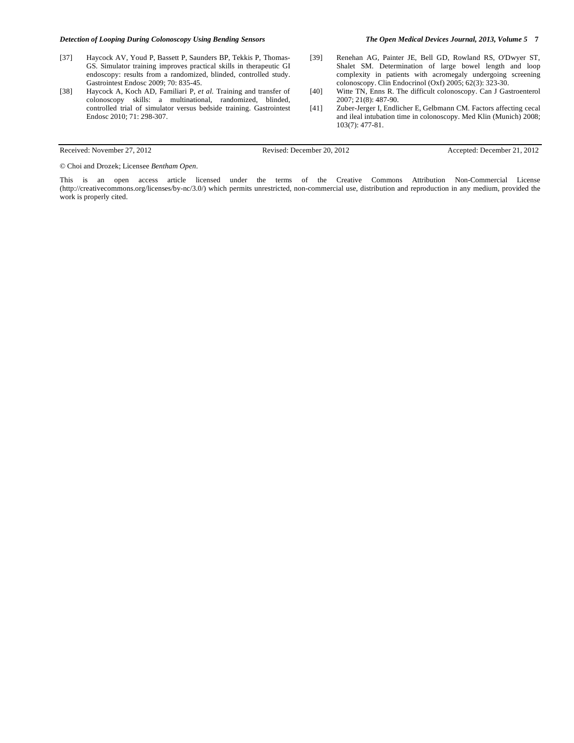[37] Haycock AV, Youd P, Bassett P, Saunders BP, Tekkis P, Thomas-GS. Simulator training improves practical skills in therapeutic GI endoscopy: results from a randomized, blinded, controlled study. Gastrointest Endosc 2009; 70: 835-45.

[38] Haycock A, Koch AD, Familiari P, *et al.* Training and transfer of colonoscopy skills: a multinational, randomized, blinded, controlled trial of simulator versus bedside training. Gastrointest Endosc 2010; 71: 298-307.

[39] Renehan AG, Painter JE, Bell GD, Rowland RS, O'Dwyer ST, Shalet SM. Determination of large bowel length and loop complexity in patients with acromegaly undergoing screening colonoscopy. Clin Endocrinol (Oxf) 2005; 62(3): 323-30.

[40] Witte TN, Enns R. The difficult colonoscopy. Can J Gastroenterol 2007; 21(8): 487-90.

[41] Zuber-Jerger I, Endlicher E, Gelbmann CM. Factors affecting cecal and ileal intubation time in colonoscopy. Med Klin (Munich) 2008; 103(7): 477-81.

Received: November 27, 2012 Revised: December 20, 2012 Accepted: December 21, 2012

© Choi and Drozek; Licensee *Bentham Open*.

This is an open access article licensed under the terms of the Creative Commons Attribution Non-Commercial License (http://creativecommons.org/licenses/by-nc/3.0/) which permits unrestricted, non-commercial use, distribution and reproduction in any medium, provided the work is properly cited.